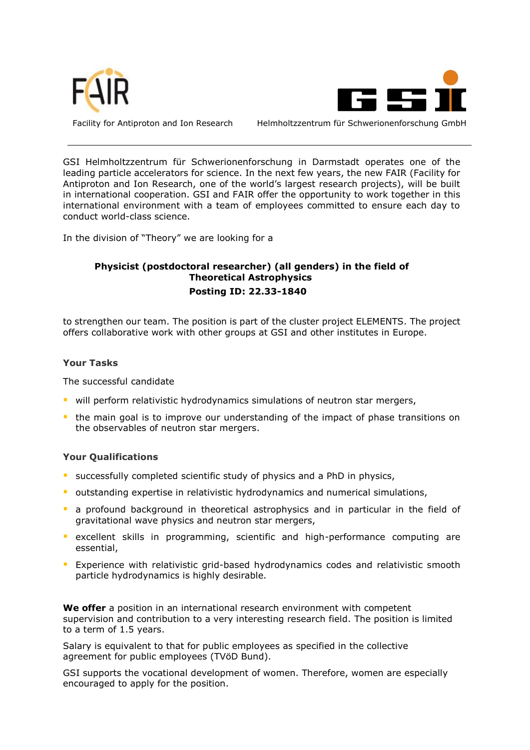Facility for Antiproton and Ion Research

Helmholtzzentrum für Schwerionenforschung GmbH

---

GSI Helmholtzzentrum für Schwerionenforschung in Darmstadt operates one of the leading particle accelerators for science. In the next few years, the new FAIR (Facility for Antiproton and Ion Research, one of the world's largest research projects), will be built in international cooperation. GSI and FAIR offer the opportunity to work together in this international environment with a team of employees committed to ensure each day to conduct world-class science.

In the division of "Theory" we are looking for a

**Physicist (postdoctoral researcher) (all genders) in the field of Theoretical Astrophysics**
**Posting ID: 22.33-1840**

to strengthen our team. The position is part of the cluster project ELEMENTS. The project offers collaborative work with other groups at GSI and other institutes in Europe.

### Your Tasks

The successful candidate

- will perform relativistic hydrodynamics simulations of neutron star mergers,
- the main goal is to improve our understanding of the impact of phase transitions on the observables of neutron star mergers.

### Your Qualifications

- successfully completed scientific study of physics and a PhD in physics,
- outstanding expertise in relativistic hydrodynamics and numerical simulations,
- a profound background in theoretical astrophysics and in particular in the field of gravitational wave physics and neutron star mergers,
- excellent skills in programming, scientific and high-performance computing are essential,
- Experience with relativistic grid-based hydrodynamics codes and relativistic smooth particle hydrodynamics is highly desirable.

**We offer** a position in an international research environment with competent supervision and contribution to a very interesting research field. The position is limited to a term of 1.5 years.

Salary is equivalent to that for public employees as specified in the collective agreement for public employees (TVöD Bund).

GSI supports the vocational development of women. Therefore, women are especially encouraged to apply for the position.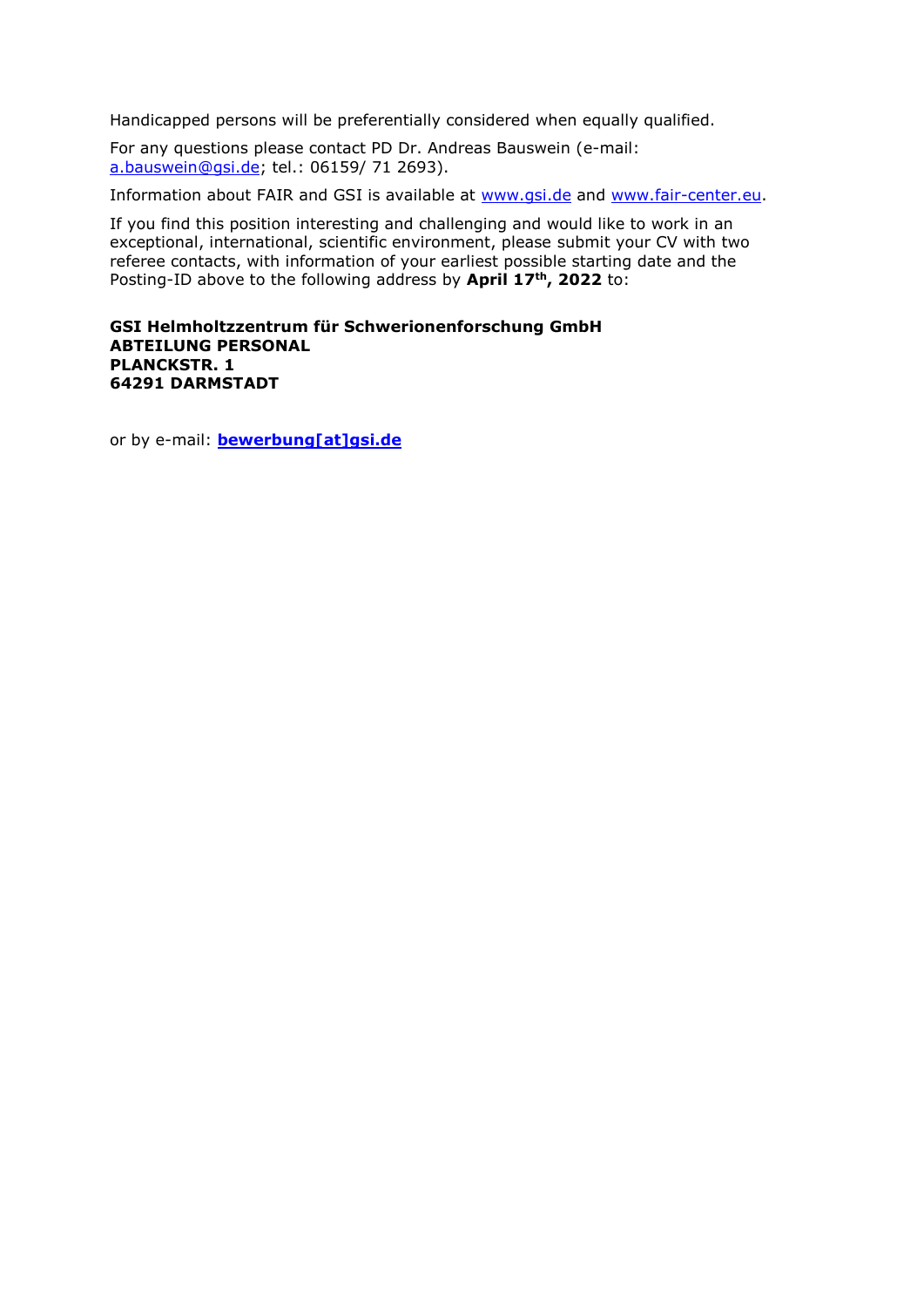Handicapped persons will be preferentially considered when equally qualified.

For any questions please contact PD Dr. Andreas Bauswein (e-mail: a.bauswein@gsi.de; tel.: 06159/ 71 2693).

Information about FAIR and GSI is available at www.gsi.de and www.fair-center.eu.

If you find this position interesting and challenging and would like to work in an exceptional, international, scientific environment, please submit your CV with two referee contacts, with information of your earliest possible starting date and the Posting-ID above to the following address by **April 17th, 2022** to:

**GSI Helmholtzzentrum für Schwerionenforschung GmbH**
**ABTEILUNG PERSONAL**
**PLANCKSTR. 1**
**64291 DARMSTADT**

or by e-mail: **bewerbung[at]gsi.de**